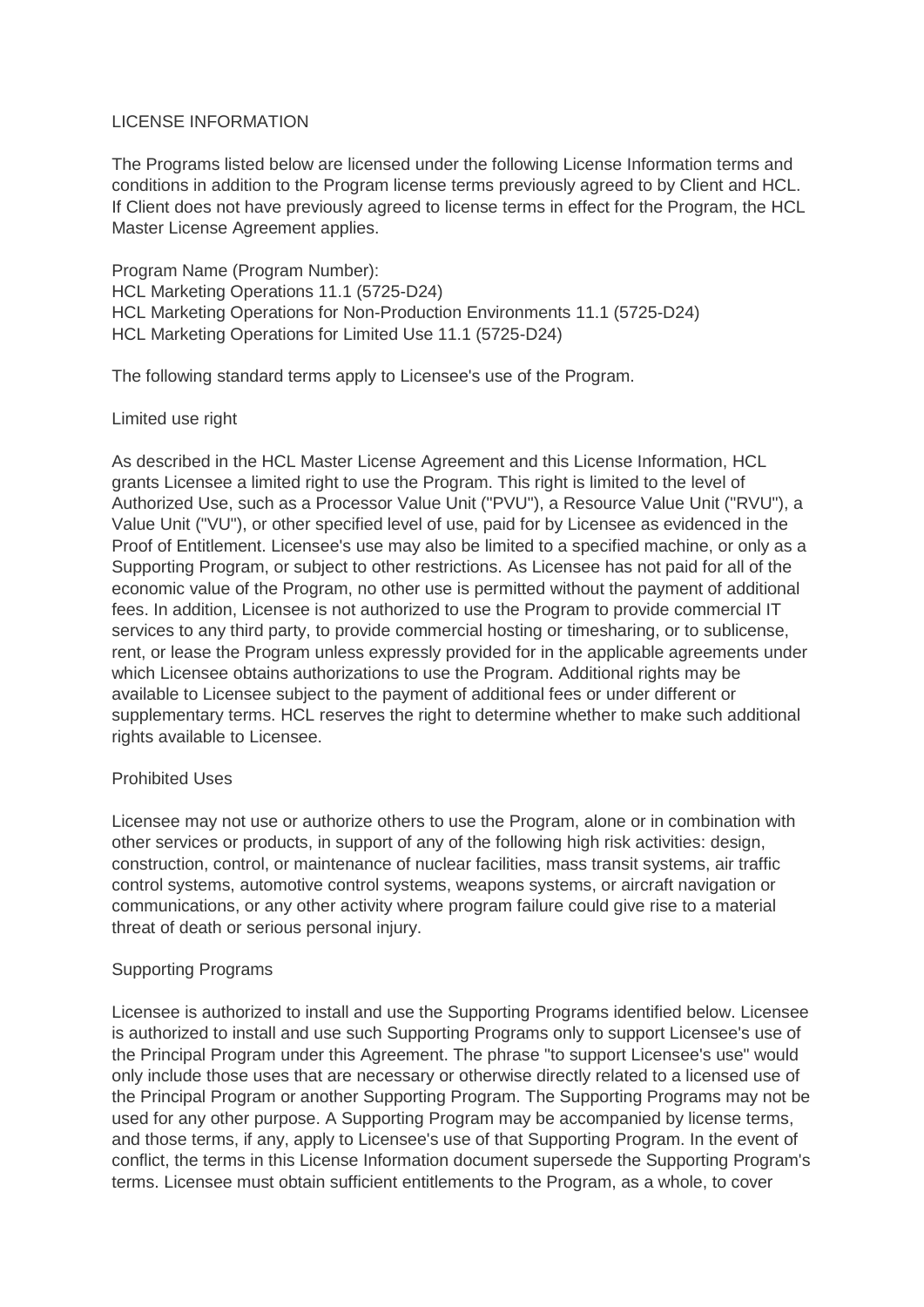# LICENSE INFORMATION

The Programs listed below are licensed under the following License Information terms and conditions in addition to the Program license terms previously agreed to by Client and HCL. If Client does not have previously agreed to license terms in effect for the Program, the HCL Master License Agreement applies.

Program Name (Program Number):
HCL Marketing Operations 11.1 (5725-D24)
HCL Marketing Operations for Non-Production Environments 11.1 (5725-D24)
HCL Marketing Operations for Limited Use 11.1 (5725-D24)

The following standard terms apply to Licensee's use of the Program.

## Limited use right

As described in the HCL Master License Agreement and this License Information, HCL grants Licensee a limited right to use the Program. This right is limited to the level of Authorized Use, such as a Processor Value Unit ("PVU"), a Resource Value Unit ("RVU"), a Value Unit ("VU"), or other specified level of use, paid for by Licensee as evidenced in the Proof of Entitlement. Licensee's use may also be limited to a specified machine, or only as a Supporting Program, or subject to other restrictions. As Licensee has not paid for all of the economic value of the Program, no other use is permitted without the payment of additional fees. In addition, Licensee is not authorized to use the Program to provide commercial IT services to any third party, to provide commercial hosting or timesharing, or to sublicense, rent, or lease the Program unless expressly provided for in the applicable agreements under which Licensee obtains authorizations to use the Program. Additional rights may be available to Licensee subject to the payment of additional fees or under different or supplementary terms. HCL reserves the right to determine whether to make such additional rights available to Licensee.

## Prohibited Uses

Licensee may not use or authorize others to use the Program, alone or in combination with other services or products, in support of any of the following high risk activities: design, construction, control, or maintenance of nuclear facilities, mass transit systems, air traffic control systems, automotive control systems, weapons systems, or aircraft navigation or communications, or any other activity where program failure could give rise to a material threat of death or serious personal injury.

## Supporting Programs

Licensee is authorized to install and use the Supporting Programs identified below. Licensee is authorized to install and use such Supporting Programs only to support Licensee's use of the Principal Program under this Agreement. The phrase "to support Licensee's use" would only include those uses that are necessary or otherwise directly related to a licensed use of the Principal Program or another Supporting Program. The Supporting Programs may not be used for any other purpose. A Supporting Program may be accompanied by license terms, and those terms, if any, apply to Licensee's use of that Supporting Program. In the event of conflict, the terms in this License Information document supersede the Supporting Program's terms. Licensee must obtain sufficient entitlements to the Program, as a whole, to cover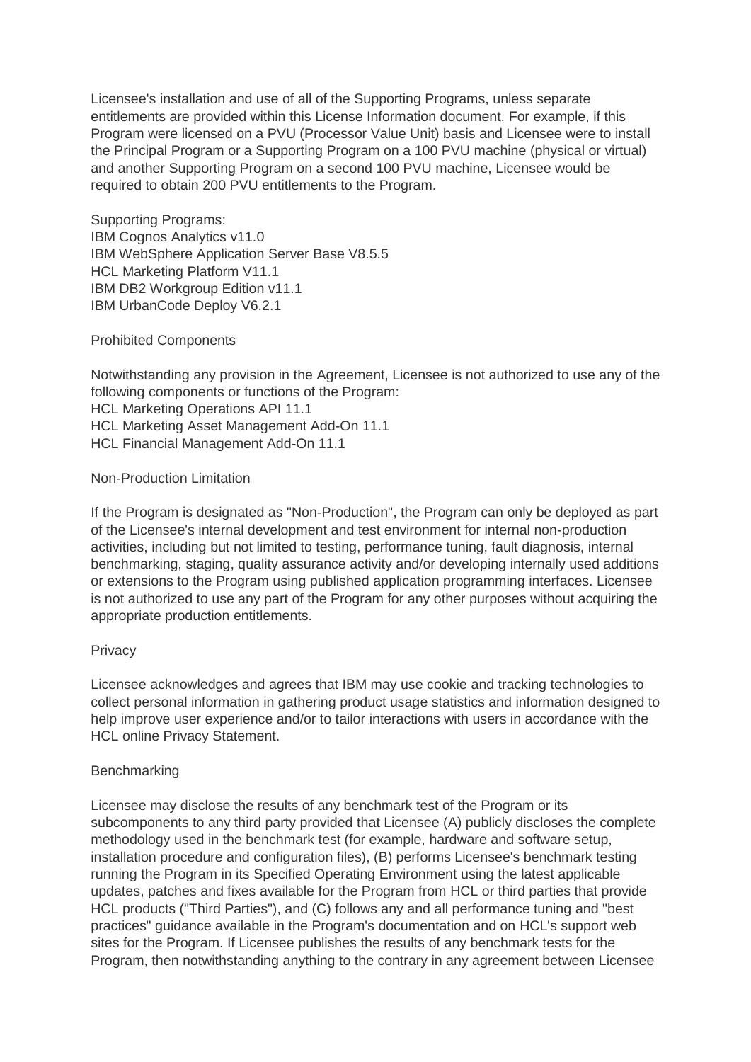Licensee's installation and use of all of the Supporting Programs, unless separate entitlements are provided within this License Information document. For example, if this Program were licensed on a PVU (Processor Value Unit) basis and Licensee were to install the Principal Program or a Supporting Program on a 100 PVU machine (physical or virtual) and another Supporting Program on a second 100 PVU machine, Licensee would be required to obtain 200 PVU entitlements to the Program.

Supporting Programs:
IBM Cognos Analytics v11.0
IBM WebSphere Application Server Base V8.5.5
HCL Marketing Platform V11.1
IBM DB2 Workgroup Edition v11.1
IBM UrbanCode Deploy V6.2.1

Prohibited Components

Notwithstanding any provision in the Agreement, Licensee is not authorized to use any of the following components or functions of the Program:
HCL Marketing Operations API 11.1
HCL Marketing Asset Management Add-On 11.1
HCL Financial Management Add-On 11.1

Non-Production Limitation

If the Program is designated as "Non-Production", the Program can only be deployed as part of the Licensee's internal development and test environment for internal non-production activities, including but not limited to testing, performance tuning, fault diagnosis, internal benchmarking, staging, quality assurance activity and/or developing internally used additions or extensions to the Program using published application programming interfaces. Licensee is not authorized to use any part of the Program for any other purposes without acquiring the appropriate production entitlements.

Privacy

Licensee acknowledges and agrees that IBM may use cookie and tracking technologies to collect personal information in gathering product usage statistics and information designed to help improve user experience and/or to tailor interactions with users in accordance with the HCL online Privacy Statement.

Benchmarking

Licensee may disclose the results of any benchmark test of the Program or its subcomponents to any third party provided that Licensee (A) publicly discloses the complete methodology used in the benchmark test (for example, hardware and software setup, installation procedure and configuration files), (B) performs Licensee's benchmark testing running the Program in its Specified Operating Environment using the latest applicable updates, patches and fixes available for the Program from HCL or third parties that provide HCL products ("Third Parties"), and (C) follows any and all performance tuning and "best practices" guidance available in the Program's documentation and on HCL's support web sites for the Program. If Licensee publishes the results of any benchmark tests for the Program, then notwithstanding anything to the contrary in any agreement between Licensee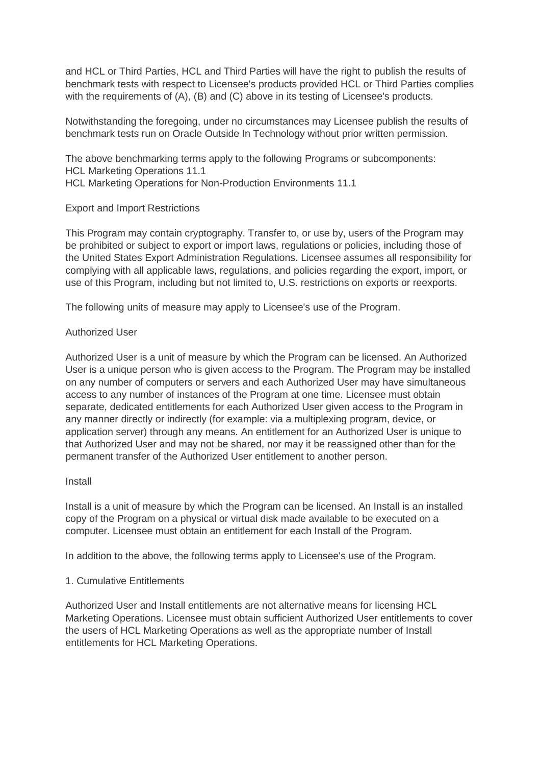and HCL or Third Parties, HCL and Third Parties will have the right to publish the results of benchmark tests with respect to Licensee's products provided HCL or Third Parties complies with the requirements of (A), (B) and (C) above in its testing of Licensee's products.

Notwithstanding the foregoing, under no circumstances may Licensee publish the results of benchmark tests run on Oracle Outside In Technology without prior written permission.

The above benchmarking terms apply to the following Programs or subcomponents:
HCL Marketing Operations 11.1
HCL Marketing Operations for Non-Production Environments 11.1

Export and Import Restrictions

This Program may contain cryptography. Transfer to, or use by, users of the Program may be prohibited or subject to export or import laws, regulations or policies, including those of the United States Export Administration Regulations. Licensee assumes all responsibility for complying with all applicable laws, regulations, and policies regarding the export, import, or use of this Program, including but not limited to, U.S. restrictions on exports or reexports.

The following units of measure may apply to Licensee's use of the Program.

Authorized User

Authorized User is a unit of measure by which the Program can be licensed. An Authorized User is a unique person who is given access to the Program. The Program may be installed on any number of computers or servers and each Authorized User may have simultaneous access to any number of instances of the Program at one time. Licensee must obtain separate, dedicated entitlements for each Authorized User given access to the Program in any manner directly or indirectly (for example: via a multiplexing program, device, or application server) through any means. An entitlement for an Authorized User is unique to that Authorized User and may not be shared, nor may it be reassigned other than for the permanent transfer of the Authorized User entitlement to another person.

Install

Install is a unit of measure by which the Program can be licensed. An Install is an installed copy of the Program on a physical or virtual disk made available to be executed on a computer. Licensee must obtain an entitlement for each Install of the Program.

In addition to the above, the following terms apply to Licensee's use of the Program.

1. Cumulative Entitlements

Authorized User and Install entitlements are not alternative means for licensing HCL Marketing Operations. Licensee must obtain sufficient Authorized User entitlements to cover the users of HCL Marketing Operations as well as the appropriate number of Install entitlements for HCL Marketing Operations.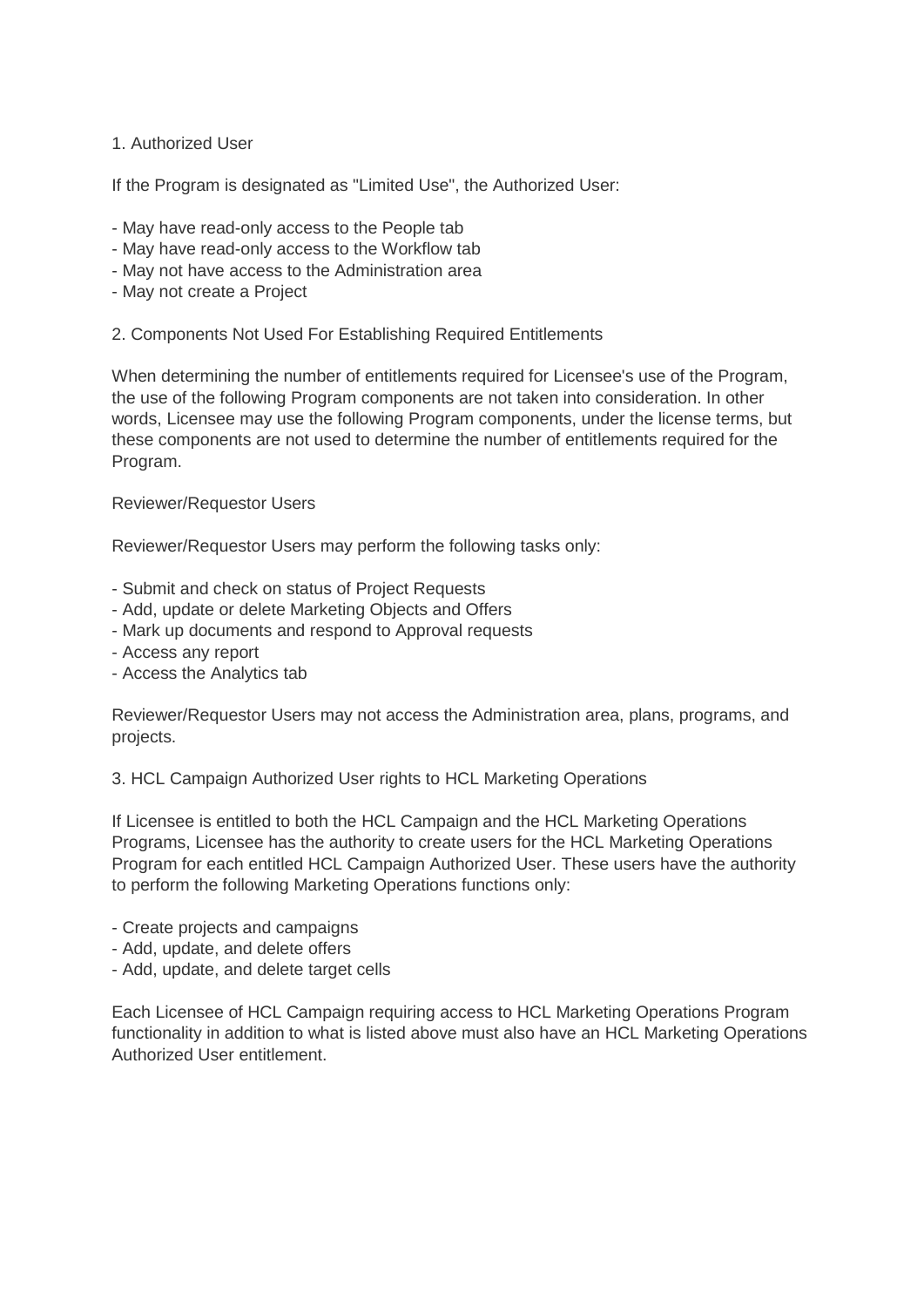1. Authorized User

If the Program is designated as "Limited Use", the Authorized User:

- May have read-only access to the People tab
- May have read-only access to the Workflow tab
- May not have access to the Administration area
- May not create a Project

2. Components Not Used For Establishing Required Entitlements

When determining the number of entitlements required for Licensee's use of the Program, the use of the following Program components are not taken into consideration. In other words, Licensee may use the following Program components, under the license terms, but these components are not used to determine the number of entitlements required for the Program.

Reviewer/Requestor Users

Reviewer/Requestor Users may perform the following tasks only:

- Submit and check on status of Project Requests
- Add, update or delete Marketing Objects and Offers
- Mark up documents and respond to Approval requests
- Access any report
- Access the Analytics tab

Reviewer/Requestor Users may not access the Administration area, plans, programs, and projects.

3. HCL Campaign Authorized User rights to HCL Marketing Operations

If Licensee is entitled to both the HCL Campaign and the HCL Marketing Operations Programs, Licensee has the authority to create users for the HCL Marketing Operations Program for each entitled HCL Campaign Authorized User. These users have the authority to perform the following Marketing Operations functions only:

- Create projects and campaigns
- Add, update, and delete offers
- Add, update, and delete target cells

Each Licensee of HCL Campaign requiring access to HCL Marketing Operations Program functionality in addition to what is listed above must also have an HCL Marketing Operations Authorized User entitlement.